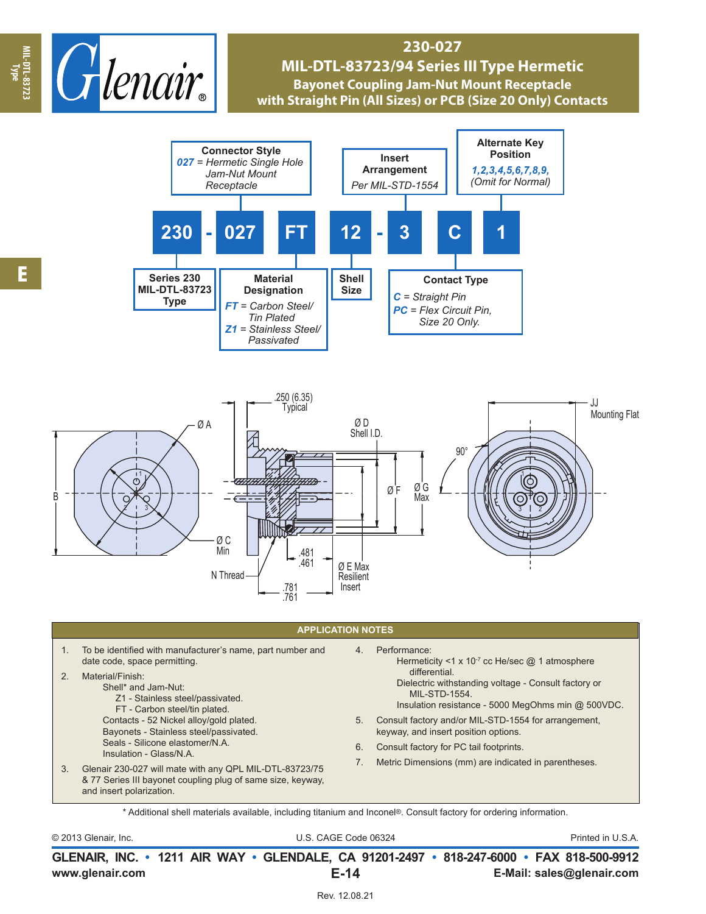# 230-027

## MIL-DTL-83723/94 Series III Type Hermetic

### Bayonet Coupling Jam-Nut Mount Receptacle with Straight Pin (All Sizes) or PCB (Size 20 Only) Contacts

**230 - 027 FT 12 - 3 C 1**

- **Series 230 MIL-DTL-83723 Type**: 230
- **Connector Style**: *027* = *Hermetic Single Hole Jam-Nut Mount Receptacle*
- **Material Designation**:
  - *FT* = *Carbon Steel/ Tin Plated*
  - *Z1* = *Stainless Steel/ Passivated*
- **Shell Size**: 12
- **Insert Arrangement**: *Per MIL-STD-1554*
- **Contact Type**:
  - *C* = *Straight Pin*
  - *PC* = *Flex Circuit Pin, Size 20 Only.*
- **Alternate Key Position**: *1,2,3,4,5,6,7,8,9,* *(Omit for Normal)*

.250 (6.35) Typical; Ø A; B; Ø C Min; N Thread; .481/.461; .781/.761; Ø D Shell I.D.; Ø E Max Resilient Insert; Ø F; Ø G Max; 90°; JJ Mounting Flat

## APPLICATION NOTES

1. To be identified with manufacturer's name, part number and date code, space permitting.
2. Material/Finish:
   - Shell* and Jam-Nut:
     - Z1 - Stainless steel/passivated.
     - FT - Carbon steel/tin plated.
   - Contacts - 52 Nickel alloy/gold plated.
   - Bayonets - Stainless steel/passivated.
   - Seals - Silicone elastomer/N.A.
   - Insulation - Glass/N.A.
3. Glenair 230-027 will mate with any QPL MIL-DTL-83723/75 & 77 Series III bayonet coupling plug of same size, keyway, and insert polarization.
4. Performance:
   - Hermeticity <1 x $10^{-7}$ cc He/sec @ 1 atmosphere differential.
   - Dielectric withstanding voltage - Consult factory or MIL-STD-1554.
   - Insulation resistance - 5000 MegOhms min @ 500VDC.
5. Consult factory and/or MIL-STD-1554 for arrangement, keyway, and insert position options.
6. Consult factory for PC tail footprints.
7. Metric Dimensions (mm) are indicated in parentheses.

\* Additional shell materials available, including titanium and Inconel®. Consult factory for ordering information.

© 2013 Glenair, Inc. U.S. CAGE Code 06324 Printed in U.S.A.

**GLENAIR, INC. • 1211 AIR WAY • GLENDALE, CA 91201-2497 • 818-247-6000 • FAX 818-500-9912**

**www.glenair.com** **E-14** **E-Mail: sales@glenair.com**

Rev. 12.08.21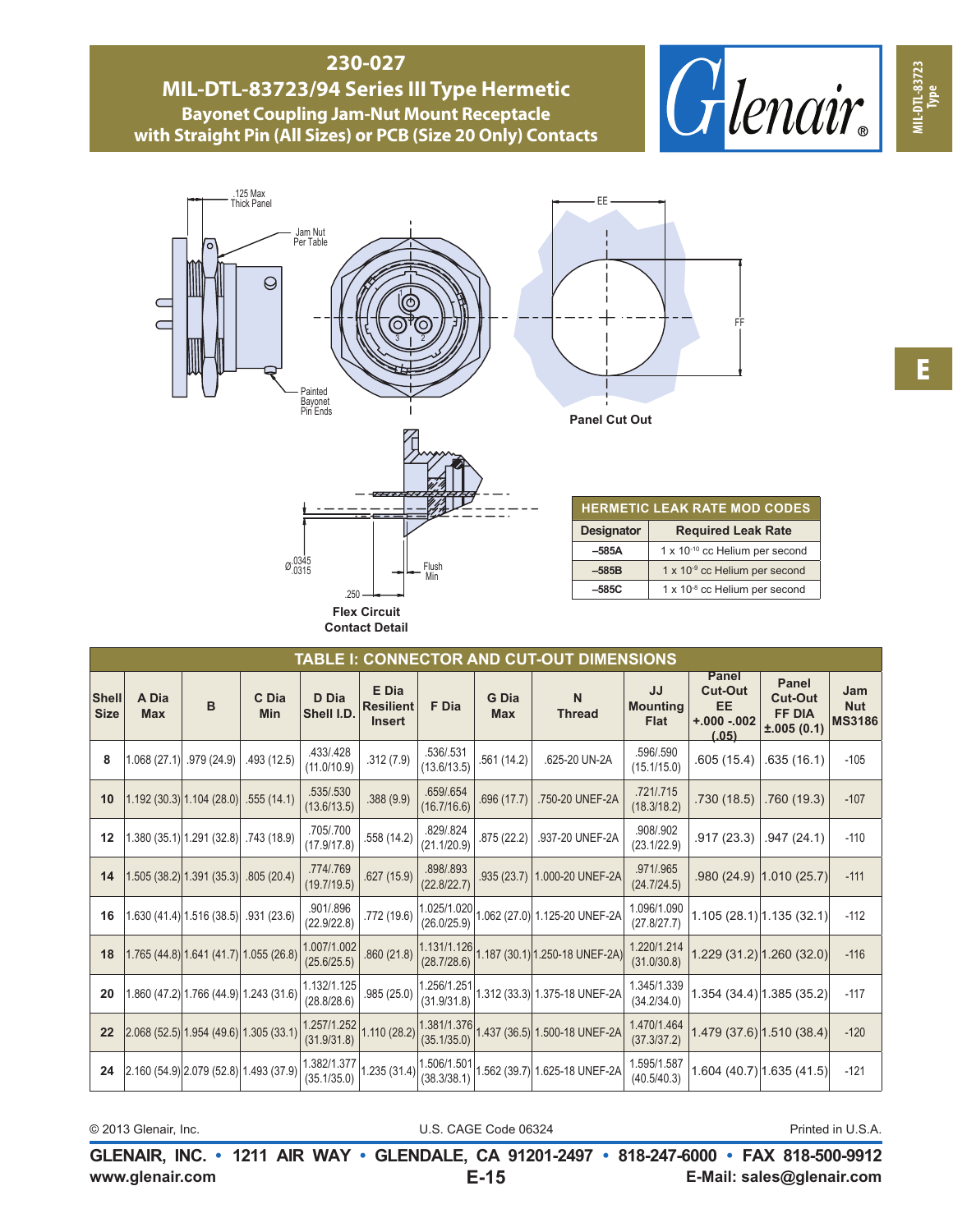# 230-027

## MIL-DTL-83723/94 Series III Type Hermetic

### Bayonet Coupling Jam-Nut Mount Receptacle with Straight Pin (All Sizes) or PCB (Size 20 Only) Contacts

.125 Max Thick Panel

Jam Nut Per Table

Painted Bayonet Pin Ends

EE

FF

Panel Cut Out

Ø .0345/.0315

.250

Flush Min

Flex Circuit Contact Detail

| HERMETIC LEAK RATE MOD CODES | |
|---|---|
| **Designator** | **Required Leak Rate** |
| –585A | 1 x $10^{-10}$ cc Helium per second |
| –585B | 1 x $10^{-9}$ cc Helium per second |
| –585C | 1 x $10^{-8}$ cc Helium per second |

**TABLE I: CONNECTOR AND CUT-OUT DIMENSIONS**

| Shell Size | A Dia Max | B | C Dia Min | D Dia Shell I.D. | E Dia Resilient Insert | F Dia | G Dia Max | N Thread | JJ Mounting Flat | Panel Cut-Out EE +.000 -.002 (.05) | Panel Cut-Out FF DIA ±.005 (0.1) | Jam Nut MS3186 |
|---|---|---|---|---|---|---|---|---|---|---|---|---|
| 8 | 1.068 (27.1) | .979 (24.9) | .493 (12.5) | .433/.428 (11.0/10.9) | .312 (7.9) | .536/.531 (13.6/13.5) | .561 (14.2) | .625-20 UN-2A | .596/.590 (15.1/15.0) | .605 (15.4) | .635 (16.1) | -105 |
| 10 | 1.192 (30.3) | 1.104 (28.0) | .555 (14.1) | .535/.530 (13.6/13.5) | .388 (9.9) | .659/.654 (16.7/16.6) | .696 (17.7) | .750-20 UNEF-2A | .721/.715 (18.3/18.2) | .730 (18.5) | .760 (19.3) | -107 |
| 12 | 1.380 (35.1) | 1.291 (32.8) | .743 (18.9) | .705/.700 (17.9/17.8) | .558 (14.2) | .829/.824 (21.1/20.9) | .875 (22.2) | .937-20 UNEF-2A | .908/.902 (23.1/22.9) | .917 (23.3) | .947 (24.1) | -110 |
| 14 | 1.505 (38.2) | 1.391 (35.3) | .805 (20.4) | .774/.769 (19.7/19.5) | .627 (15.9) | .898/.893 (22.8/22.7) | .935 (23.7) | 1.000-20 UNEF-2A | .971/.965 (24.7/24.5) | .980 (24.9) | 1.010 (25.7) | -111 |
| 16 | 1.630 (41.4) | 1.516 (38.5) | .931 (23.6) | .901/.896 (22.9/22.8) | .772 (19.6) | 1.025/1.020 (26.0/25.9) | 1.062 (27.0) | 1.125-20 UNEF-2A | 1.096/1.090 (27.8/27.7) | 1.105 (28.1) | 1.135 (32.1) | -112 |
| 18 | 1.765 (44.8) | 1.641 (41.7) | 1.055 (26.8) | 1.007/1.002 (25.6/25.5) | .860 (21.8) | 1.131/1.126 (28.7/28.6) | 1.187 (30.1) | 1.250-18 UNEF-2A) | 1.220/1.214 (31.0/30.8) | 1.229 (31.2) | 1.260 (32.0) | -116 |
| 20 | 1.860 (47.2) | 1.766 (44.9) | 1.243 (31.6) | 1.132/1.125 (28.8/28.6) | .985 (25.0) | 1.256/1.251 (31.9/31.8) | 1.312 (33.3) | 1.375-18 UNEF-2A | 1.345/1.339 (34.2/34.0) | 1.354 (34.4) | 1.385 (35.2) | -117 |
| 22 | 2.068 (52.5) | 1.954 (49.6) | 1.305 (33.1) | 1.257/1.252 (31.9/31.8) | 1.110 (28.2) | 1.381/1.376 (35.1/35.0) | 1.437 (36.5) | 1.500-18 UNEF-2A | 1.470/1.464 (37.3/37.2) | 1.479 (37.6) | 1.510 (38.4) | -120 |
| 24 | 2.160 (54.9) | 2.079 (52.8) | 1.493 (37.9) | 1.382/1.377 (35.1/35.0) | 1.235 (31.4) | 1.506/1.501 (38.3/38.1) | 1.562 (39.7) | 1.625-18 UNEF-2A | 1.595/1.587 (40.5/40.3) | 1.604 (40.7) | 1.635 (41.5) | -121 |

© 2013 Glenair, Inc. U.S. CAGE Code 06324 Printed in U.S.A.

**GLENAIR, INC. • 1211 AIR WAY • GLENDALE, CA 91201-2497 • 818-247-6000 • FAX 818-500-9912**

**www.glenair.com** **E-Mail: sales@glenair.com**